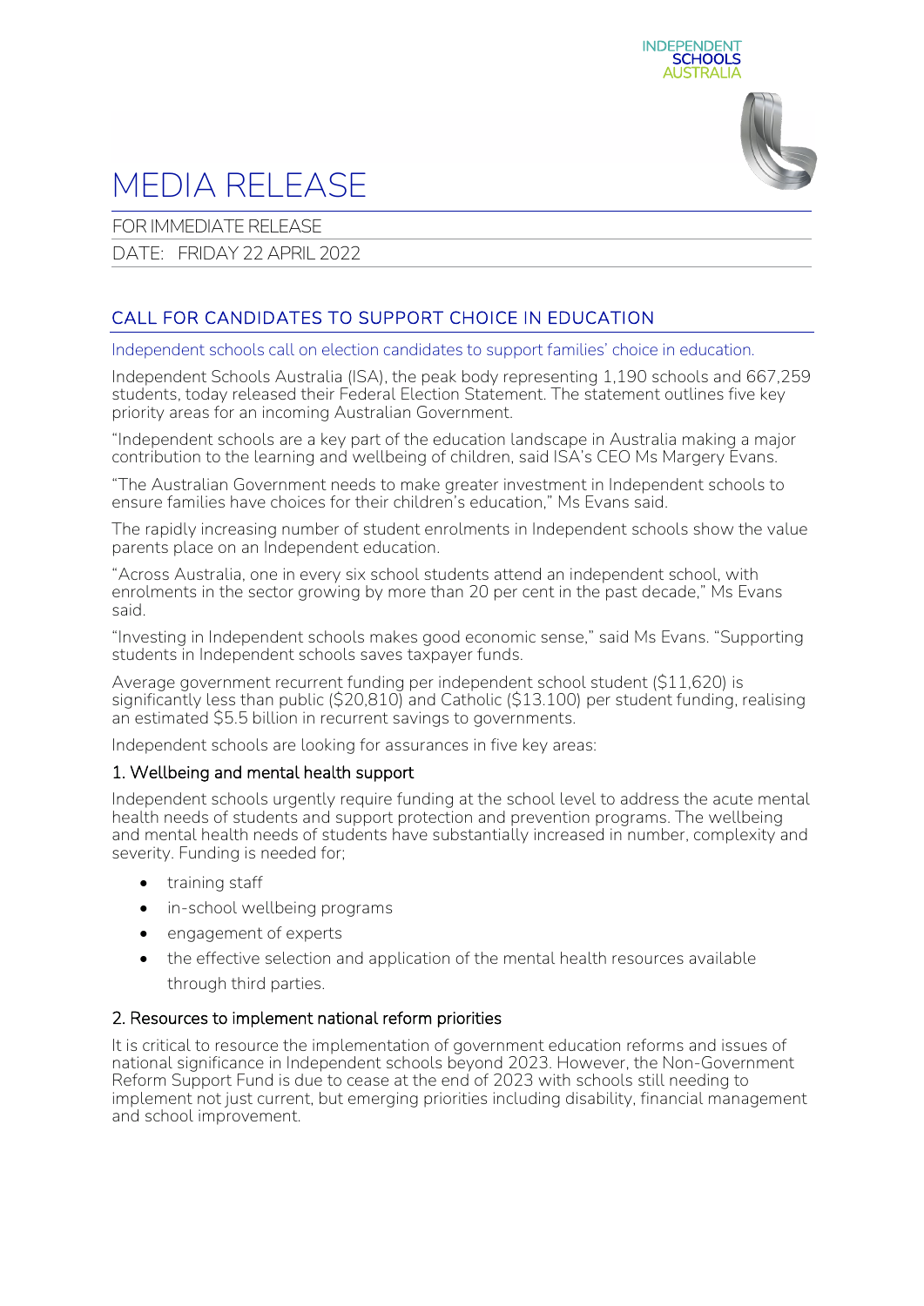INDEPENDENT SCHOOLS AUSTRALIA

# MEDIA RELEASE

FOR IMMEDIATE RELEASE

DATE: FRIDAY 22 APRIL 2022

## CALL FOR CANDIDATES TO SUPPORT CHOICE IN EDUCATION

Independent schools call on election candidates to support families' choice in education.

Independent Schools Australia (ISA), the peak body representing 1,190 schools and 667,259 students, today released their Federal Election Statement. The statement outlines five key priority areas for an incoming Australian Government.

"Independent schools are a key part of the education landscape in Australia making a major contribution to the learning and wellbeing of children, said ISA's CEO Ms Margery Evans.

"The Australian Government needs to make greater investment in Independent schools to ensure families have choices for their children's education," Ms Evans said.

The rapidly increasing number of student enrolments in Independent schools show the value parents place on an Independent education.

"Across Australia, one in every six school students attend an independent school, with enrolments in the sector growing by more than 20 per cent in the past decade," Ms Evans said.

"Investing in Independent schools makes good economic sense," said Ms Evans. "Supporting students in Independent schools saves taxpayer funds.

Average government recurrent funding per independent school student ($11,620) is significantly less than public ($20,810) and Catholic ($13.100) per student funding, realising an estimated $5.5 billion in recurrent savings to governments.

Independent schools are looking for assurances in five key areas:

### 1. Wellbeing and mental health support

Independent schools urgently require funding at the school level to address the acute mental health needs of students and support protection and prevention programs. The wellbeing and mental health needs of students have substantially increased in number, complexity and severity. Funding is needed for;

- training staff
- in-school wellbeing programs
- engagement of experts
- the effective selection and application of the mental health resources available through third parties.

### 2. Resources to implement national reform priorities

It is critical to resource the implementation of government education reforms and issues of national significance in Independent schools beyond 2023. However, the Non-Government Reform Support Fund is due to cease at the end of 2023 with schools still needing to implement not just current, but emerging priorities including disability, financial management and school improvement.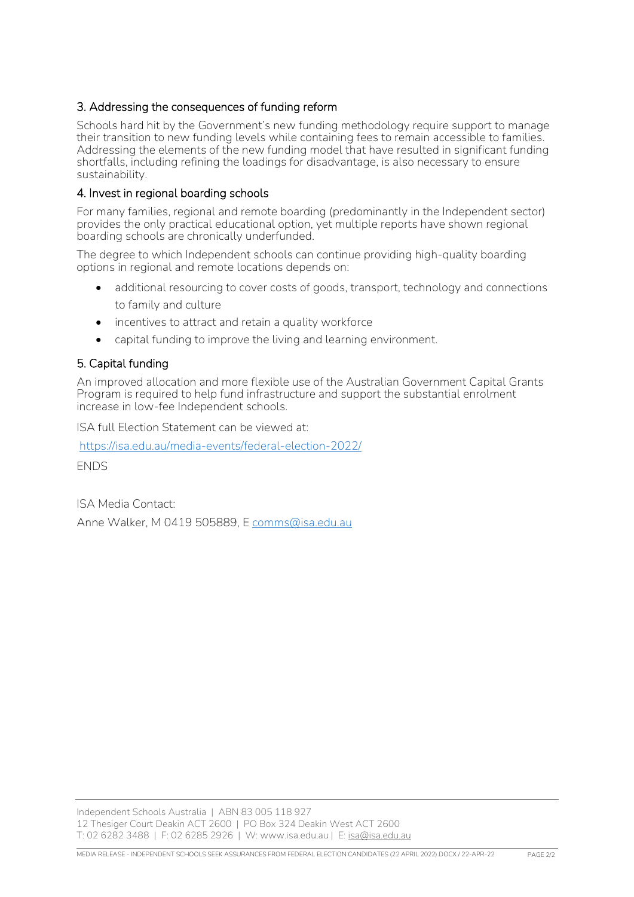### 3. Addressing the consequences of funding reform

Schools hard hit by the Government's new funding methodology require support to manage their transition to new funding levels while containing fees to remain accessible to families. Addressing the elements of the new funding model that have resulted in significant funding shortfalls, including refining the loadings for disadvantage, is also necessary to ensure sustainability.

### 4. Invest in regional boarding schools

For many families, regional and remote boarding (predominantly in the Independent sector) provides the only practical educational option, yet multiple reports have shown regional boarding schools are chronically underfunded.

The degree to which Independent schools can continue providing high-quality boarding options in regional and remote locations depends on:

- additional resourcing to cover costs of goods, transport, technology and connections to family and culture
- incentives to attract and retain a quality workforce
- capital funding to improve the living and learning environment.

### 5. Capital funding

An improved allocation and more flexible use of the Australian Government Capital Grants Program is required to help fund infrastructure and support the substantial enrolment increase in low-fee Independent schools.

ISA full Election Statement can be viewed at:

https://isa.edu.au/media-events/federal-election-2022/

ENDS

ISA Media Contact:

Anne Walker, M 0419 505889, E comms@isa.edu.au

Independent Schools Australia | ABN 83 005 118 927
12 Thesiger Court Deakin ACT 2600 | PO Box 324 Deakin West ACT 2600
T: 02 6282 3488 | F: 02 6285 2926 | W: www.isa.edu.au | E: isa@isa.edu.au